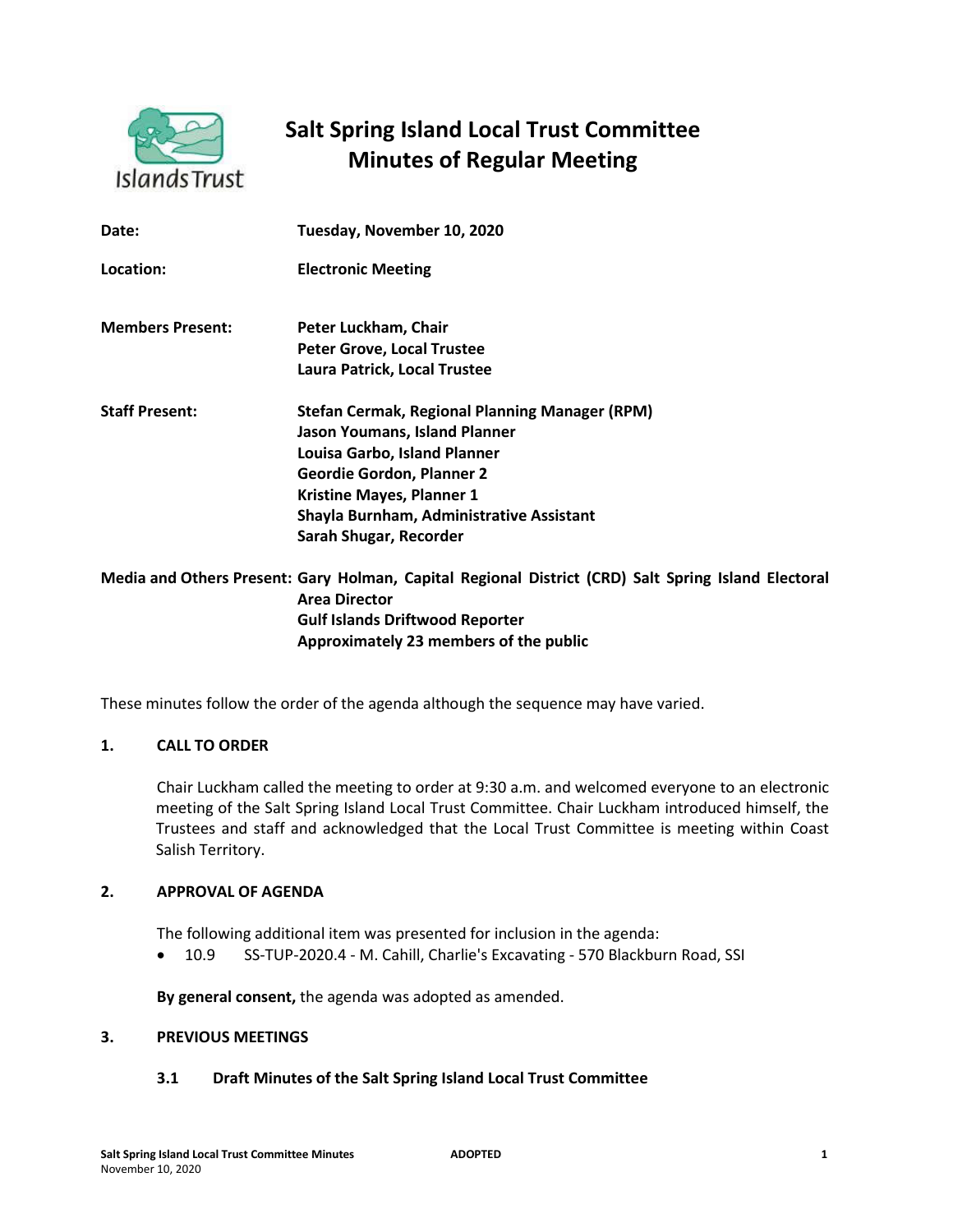# Salt Spring Island Local Trust Committee
# Minutes of Regular Meeting

| | |
|---|---|
| **Date:** | **Tuesday, November 10, 2020** |
| **Location:** | **Electronic Meeting** |
| **Members Present:** | **Peter Luckham, Chair**<br>**Peter Grove, Local Trustee**<br>**Laura Patrick, Local Trustee** |
| **Staff Present:** | **Stefan Cermak, Regional Planning Manager (RPM)**<br>**Jason Youmans, Island Planner**<br>**Louisa Garbo, Island Planner**<br>**Geordie Gordon, Planner 2**<br>**Kristine Mayes, Planner 1**<br>**Shayla Burnham, Administrative Assistant**<br>**Sarah Shugar, Recorder** |
| **Media and Others Present:** | **Gary Holman, Capital Regional District (CRD) Salt Spring Island Electoral Area Director**<br>**Gulf Islands Driftwood Reporter**<br>**Approximately 23 members of the public** |

These minutes follow the order of the agenda although the sequence may have varied.

## 1. CALL TO ORDER

Chair Luckham called the meeting to order at 9:30 a.m. and welcomed everyone to an electronic meeting of the Salt Spring Island Local Trust Committee. Chair Luckham introduced himself, the Trustees and staff and acknowledged that the Local Trust Committee is meeting within Coast Salish Territory.

## 2. APPROVAL OF AGENDA

The following additional item was presented for inclusion in the agenda:

- 10.9 SS-TUP-2020.4 - M. Cahill, Charlie's Excavating - 570 Blackburn Road, SSI

**By general consent,** the agenda was adopted as amended.

## 3. PREVIOUS MEETINGS

### 3.1 Draft Minutes of the Salt Spring Island Local Trust Committee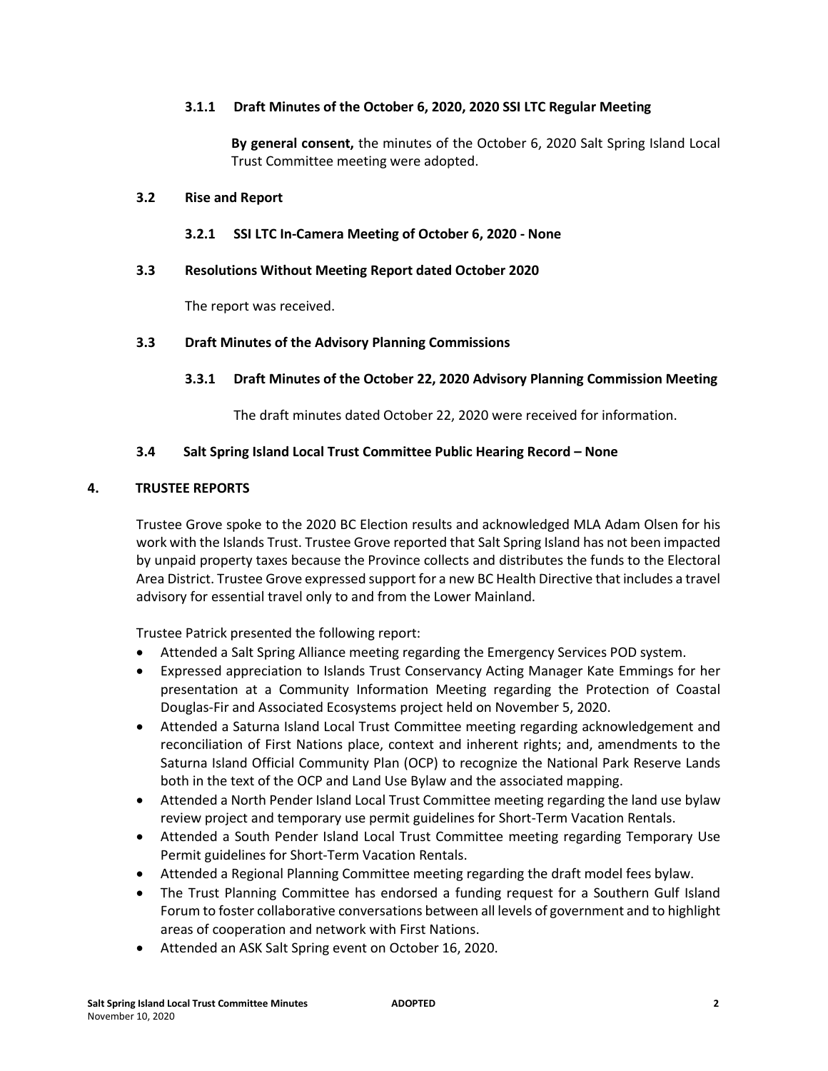#### 3.1.1 Draft Minutes of the October 6, 2020, 2020 SSI LTC Regular Meeting

**By general consent,** the minutes of the October 6, 2020 Salt Spring Island Local Trust Committee meeting were adopted.

### 3.2 Rise and Report

#### 3.2.1 SSI LTC In-Camera Meeting of October 6, 2020 - None

### 3.3 Resolutions Without Meeting Report dated October 2020

The report was received.

### 3.3 Draft Minutes of the Advisory Planning Commissions

#### 3.3.1 Draft Minutes of the October 22, 2020 Advisory Planning Commission Meeting

The draft minutes dated October 22, 2020 were received for information.

### 3.4 Salt Spring Island Local Trust Committee Public Hearing Record – None

## 4. TRUSTEE REPORTS

Trustee Grove spoke to the 2020 BC Election results and acknowledged MLA Adam Olsen for his work with the Islands Trust. Trustee Grove reported that Salt Spring Island has not been impacted by unpaid property taxes because the Province collects and distributes the funds to the Electoral Area District. Trustee Grove expressed support for a new BC Health Directive that includes a travel advisory for essential travel only to and from the Lower Mainland.

Trustee Patrick presented the following report:

- Attended a Salt Spring Alliance meeting regarding the Emergency Services POD system.
- Expressed appreciation to Islands Trust Conservancy Acting Manager Kate Emmings for her presentation at a Community Information Meeting regarding the Protection of Coastal Douglas-Fir and Associated Ecosystems project held on November 5, 2020.
- Attended a Saturna Island Local Trust Committee meeting regarding acknowledgement and reconciliation of First Nations place, context and inherent rights; and, amendments to the Saturna Island Official Community Plan (OCP) to recognize the National Park Reserve Lands both in the text of the OCP and Land Use Bylaw and the associated mapping.
- Attended a North Pender Island Local Trust Committee meeting regarding the land use bylaw review project and temporary use permit guidelines for Short-Term Vacation Rentals.
- Attended a South Pender Island Local Trust Committee meeting regarding Temporary Use Permit guidelines for Short-Term Vacation Rentals.
- Attended a Regional Planning Committee meeting regarding the draft model fees bylaw.
- The Trust Planning Committee has endorsed a funding request for a Southern Gulf Island Forum to foster collaborative conversations between all levels of government and to highlight areas of cooperation and network with First Nations.
- Attended an ASK Salt Spring event on October 16, 2020.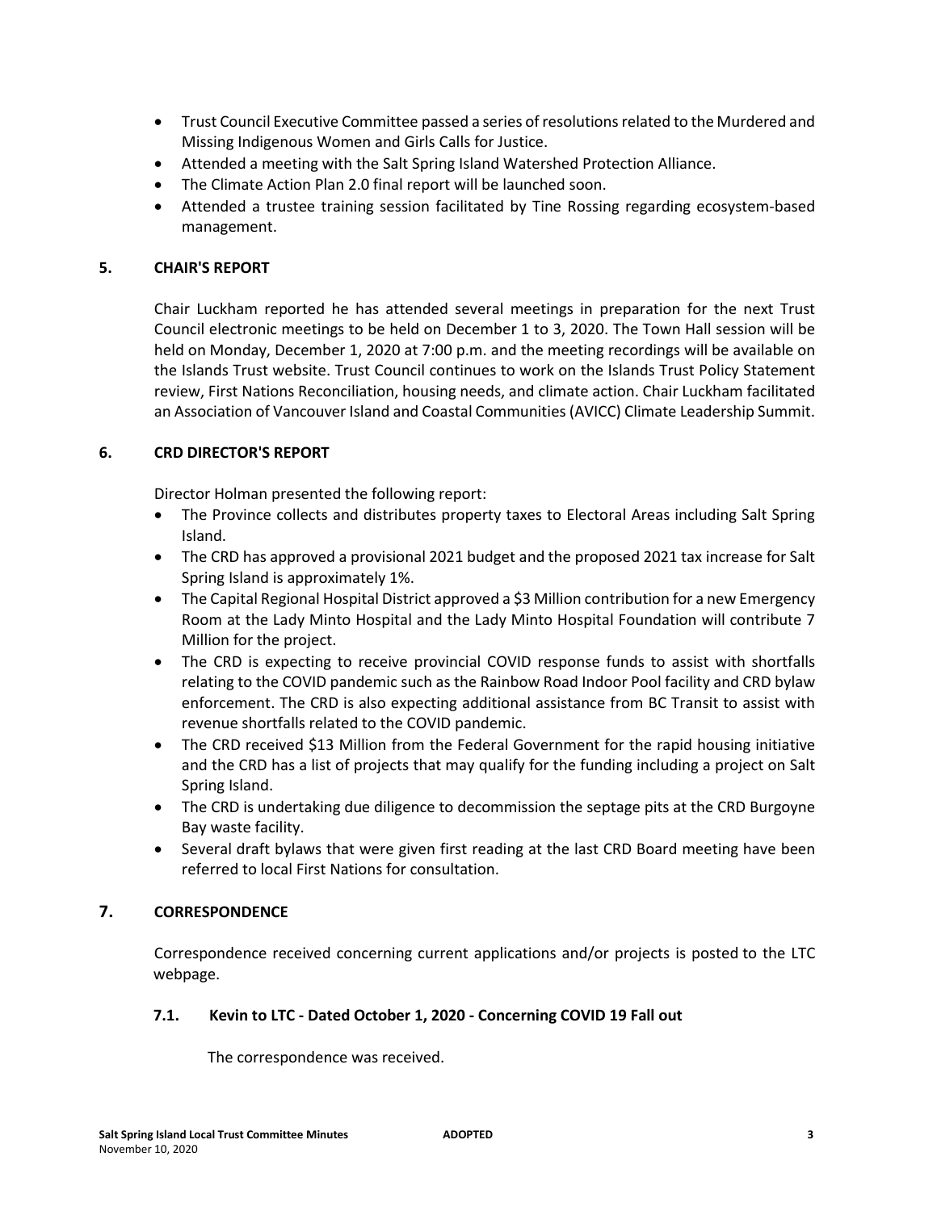- Trust Council Executive Committee passed a series of resolutions related to the Murdered and Missing Indigenous Women and Girls Calls for Justice.
- Attended a meeting with the Salt Spring Island Watershed Protection Alliance.
- The Climate Action Plan 2.0 final report will be launched soon.
- Attended a trustee training session facilitated by Tine Rossing regarding ecosystem-based management.

## 5. CHAIR'S REPORT

Chair Luckham reported he has attended several meetings in preparation for the next Trust Council electronic meetings to be held on December 1 to 3, 2020. The Town Hall session will be held on Monday, December 1, 2020 at 7:00 p.m. and the meeting recordings will be available on the Islands Trust website. Trust Council continues to work on the Islands Trust Policy Statement review, First Nations Reconciliation, housing needs, and climate action. Chair Luckham facilitated an Association of Vancouver Island and Coastal Communities (AVICC) Climate Leadership Summit.

## 6. CRD DIRECTOR'S REPORT

Director Holman presented the following report:

- The Province collects and distributes property taxes to Electoral Areas including Salt Spring Island.
- The CRD has approved a provisional 2021 budget and the proposed 2021 tax increase for Salt Spring Island is approximately 1%.
- The Capital Regional Hospital District approved a $3 Million contribution for a new Emergency Room at the Lady Minto Hospital and the Lady Minto Hospital Foundation will contribute 7 Million for the project.
- The CRD is expecting to receive provincial COVID response funds to assist with shortfalls relating to the COVID pandemic such as the Rainbow Road Indoor Pool facility and CRD bylaw enforcement. The CRD is also expecting additional assistance from BC Transit to assist with revenue shortfalls related to the COVID pandemic.
- The CRD received $13 Million from the Federal Government for the rapid housing initiative and the CRD has a list of projects that may qualify for the funding including a project on Salt Spring Island.
- The CRD is undertaking due diligence to decommission the septage pits at the CRD Burgoyne Bay waste facility.
- Several draft bylaws that were given first reading at the last CRD Board meeting have been referred to local First Nations for consultation.

## 7. CORRESPONDENCE

Correspondence received concerning current applications and/or projects is posted to the LTC webpage.

### 7.1. Kevin to LTC - Dated October 1, 2020 - Concerning COVID 19 Fall out

The correspondence was received.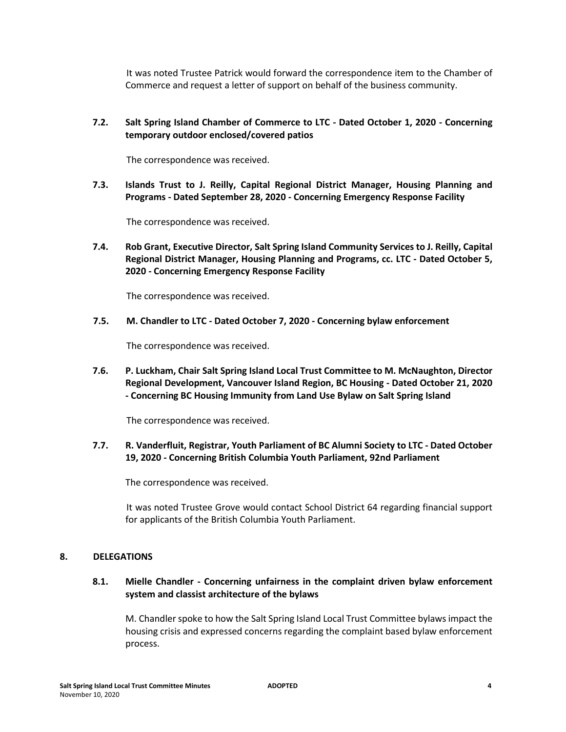It was noted Trustee Patrick would forward the correspondence item to the Chamber of Commerce and request a letter of support on behalf of the business community.

**7.2. Salt Spring Island Chamber of Commerce to LTC - Dated October 1, 2020 - Concerning temporary outdoor enclosed/covered patios**

The correspondence was received.

**7.3. Islands Trust to J. Reilly, Capital Regional District Manager, Housing Planning and Programs - Dated September 28, 2020 - Concerning Emergency Response Facility**

The correspondence was received.

**7.4. Rob Grant, Executive Director, Salt Spring Island Community Services to J. Reilly, Capital Regional District Manager, Housing Planning and Programs, cc. LTC - Dated October 5, 2020 - Concerning Emergency Response Facility**

The correspondence was received.

**7.5. M. Chandler to LTC - Dated October 7, 2020 - Concerning bylaw enforcement**

The correspondence was received.

**7.6. P. Luckham, Chair Salt Spring Island Local Trust Committee to M. McNaughton, Director Regional Development, Vancouver Island Region, BC Housing - Dated October 21, 2020 - Concerning BC Housing Immunity from Land Use Bylaw on Salt Spring Island**

The correspondence was received.

**7.7. R. Vanderfluit, Registrar, Youth Parliament of BC Alumni Society to LTC - Dated October 19, 2020 - Concerning British Columbia Youth Parliament, 92nd Parliament**

The correspondence was received.

It was noted Trustee Grove would contact School District 64 regarding financial support for applicants of the British Columbia Youth Parliament.

## 8. DELEGATIONS

**8.1. Mielle Chandler - Concerning unfairness in the complaint driven bylaw enforcement system and classist architecture of the bylaws**

M. Chandler spoke to how the Salt Spring Island Local Trust Committee bylaws impact the housing crisis and expressed concerns regarding the complaint based bylaw enforcement process.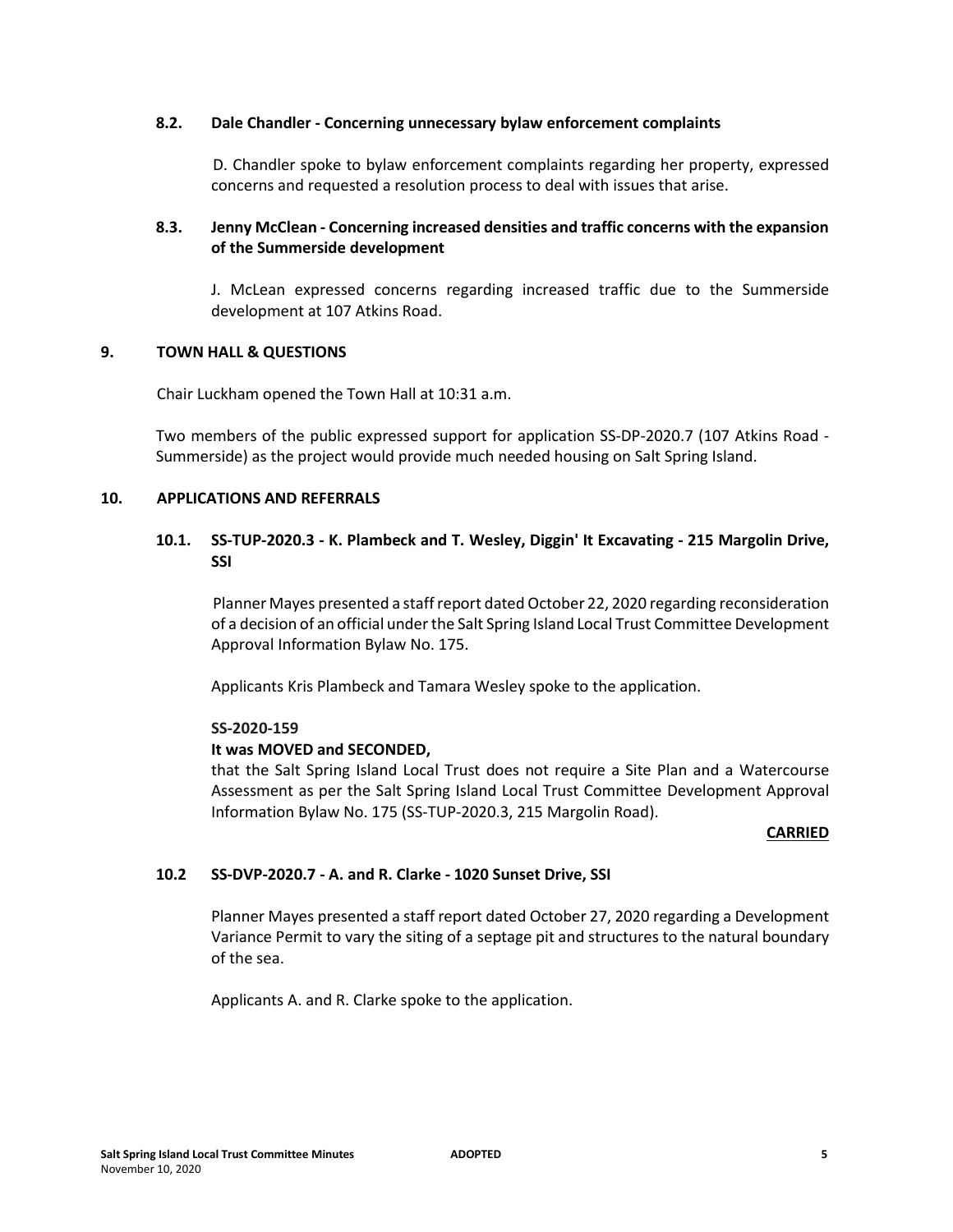### 8.2. Dale Chandler - Concerning unnecessary bylaw enforcement complaints

D. Chandler spoke to bylaw enforcement complaints regarding her property, expressed concerns and requested a resolution process to deal with issues that arise.

### 8.3. Jenny McClean - Concerning increased densities and traffic concerns with the expansion of the Summerside development

J. McLean expressed concerns regarding increased traffic due to the Summerside development at 107 Atkins Road.

## 9. TOWN HALL & QUESTIONS

Chair Luckham opened the Town Hall at 10:31 a.m.

Two members of the public expressed support for application SS-DP-2020.7 (107 Atkins Road - Summerside) as the project would provide much needed housing on Salt Spring Island.

## 10. APPLICATIONS AND REFERRALS

### 10.1. SS-TUP-2020.3 - K. Plambeck and T. Wesley, Diggin' It Excavating - 215 Margolin Drive, SSI

Planner Mayes presented a staff report dated October 22, 2020 regarding reconsideration of a decision of an official under the Salt Spring Island Local Trust Committee Development Approval Information Bylaw No. 175.

Applicants Kris Plambeck and Tamara Wesley spoke to the application.

**SS-2020-159**

**It was MOVED and SECONDED,**

that the Salt Spring Island Local Trust does not require a Site Plan and a Watercourse Assessment as per the Salt Spring Island Local Trust Committee Development Approval Information Bylaw No. 175 (SS-TUP-2020.3, 215 Margolin Road).

**CARRIED**

### 10.2 SS-DVP-2020.7 - A. and R. Clarke - 1020 Sunset Drive, SSI

Planner Mayes presented a staff report dated October 27, 2020 regarding a Development Variance Permit to vary the siting of a septage pit and structures to the natural boundary of the sea.

Applicants A. and R. Clarke spoke to the application.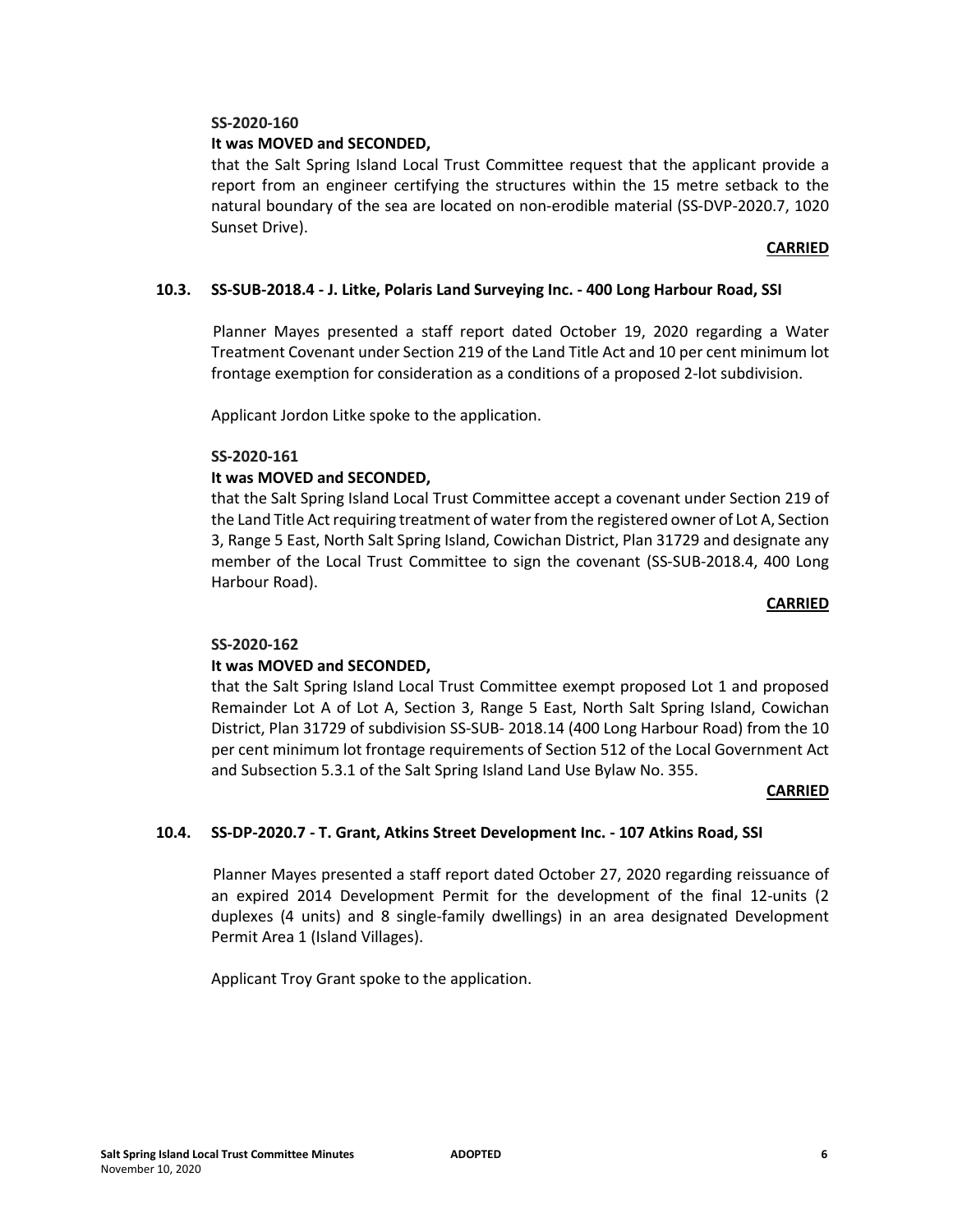**SS-2020-160**

**It was MOVED and SECONDED,**

that the Salt Spring Island Local Trust Committee request that the applicant provide a report from an engineer certifying the structures within the 15 metre setback to the natural boundary of the sea are located on non-erodible material (SS-DVP-2020.7, 1020 Sunset Drive).

**CARRIED**

### 10.3. SS-SUB-2018.4 - J. Litke, Polaris Land Surveying Inc. - 400 Long Harbour Road, SSI

Planner Mayes presented a staff report dated October 19, 2020 regarding a Water Treatment Covenant under Section 219 of the Land Title Act and 10 per cent minimum lot frontage exemption for consideration as a conditions of a proposed 2-lot subdivision.

Applicant Jordon Litke spoke to the application.

**SS-2020-161**

**It was MOVED and SECONDED,**

that the Salt Spring Island Local Trust Committee accept a covenant under Section 219 of the Land Title Act requiring treatment of water from the registered owner of Lot A, Section 3, Range 5 East, North Salt Spring Island, Cowichan District, Plan 31729 and designate any member of the Local Trust Committee to sign the covenant (SS-SUB-2018.4, 400 Long Harbour Road).

**CARRIED**

**SS-2020-162**

**It was MOVED and SECONDED,**

that the Salt Spring Island Local Trust Committee exempt proposed Lot 1 and proposed Remainder Lot A of Lot A, Section 3, Range 5 East, North Salt Spring Island, Cowichan District, Plan 31729 of subdivision SS-SUB- 2018.14 (400 Long Harbour Road) from the 10 per cent minimum lot frontage requirements of Section 512 of the Local Government Act and Subsection 5.3.1 of the Salt Spring Island Land Use Bylaw No. 355.

**CARRIED**

### 10.4. SS-DP-2020.7 - T. Grant, Atkins Street Development Inc. - 107 Atkins Road, SSI

Planner Mayes presented a staff report dated October 27, 2020 regarding reissuance of an expired 2014 Development Permit for the development of the final 12-units (2 duplexes (4 units) and 8 single-family dwellings) in an area designated Development Permit Area 1 (Island Villages).

Applicant Troy Grant spoke to the application.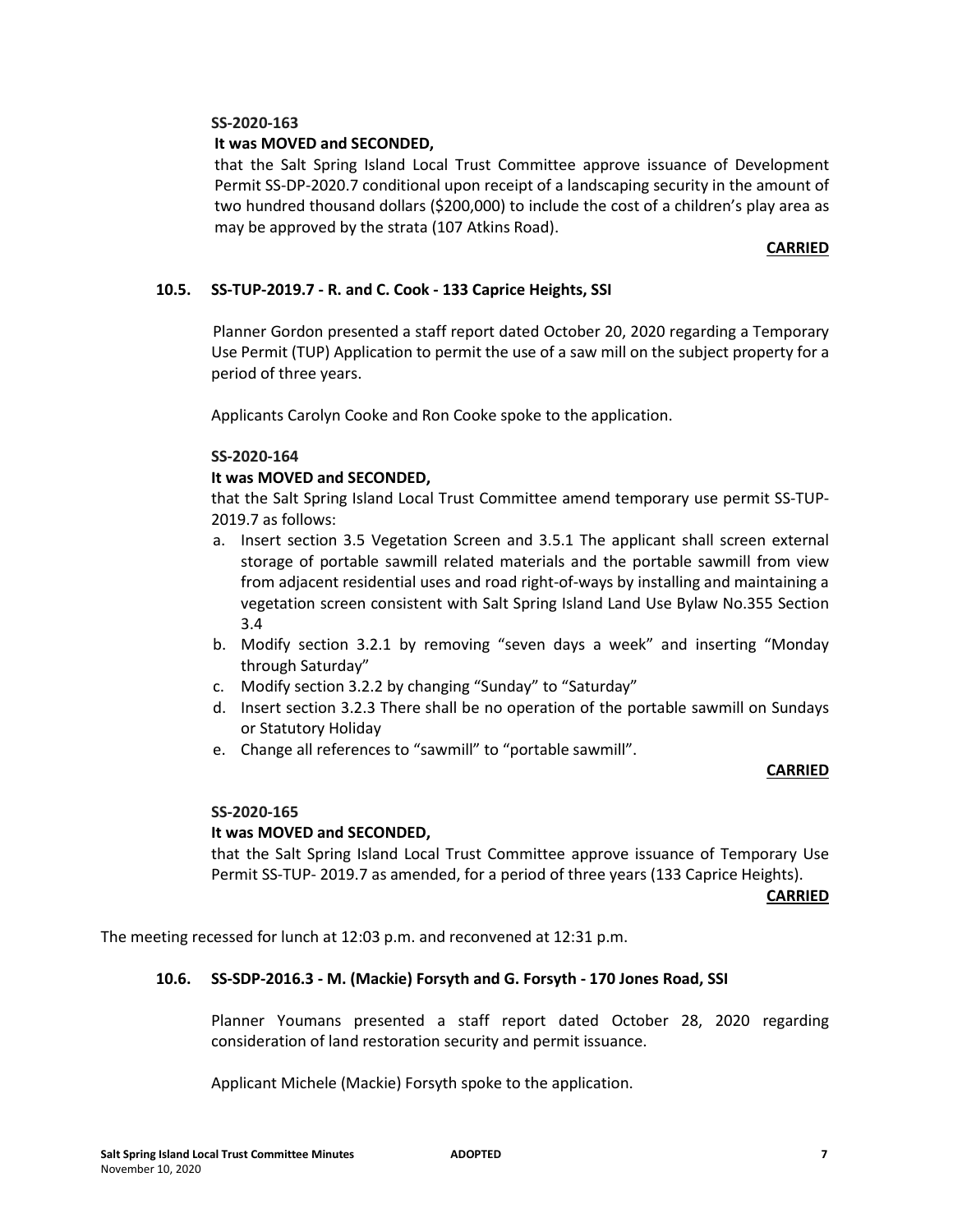**SS-2020-163**

**It was MOVED and SECONDED,**

that the Salt Spring Island Local Trust Committee approve issuance of Development Permit SS-DP-2020.7 conditional upon receipt of a landscaping security in the amount of two hundred thousand dollars ($200,000) to include the cost of a children's play area as may be approved by the strata (107 Atkins Road).

**CARRIED**

### 10.5. SS-TUP-2019.7 - R. and C. Cook - 133 Caprice Heights, SSI

Planner Gordon presented a staff report dated October 20, 2020 regarding a Temporary Use Permit (TUP) Application to permit the use of a saw mill on the subject property for a period of three years.

Applicants Carolyn Cooke and Ron Cooke spoke to the application.

**SS-2020-164**

**It was MOVED and SECONDED,**

that the Salt Spring Island Local Trust Committee amend temporary use permit SS-TUP-2019.7 as follows:

a. Insert section 3.5 Vegetation Screen and 3.5.1 The applicant shall screen external storage of portable sawmill related materials and the portable sawmill from view from adjacent residential uses and road right-of-ways by installing and maintaining a vegetation screen consistent with Salt Spring Island Land Use Bylaw No.355 Section 3.4
b. Modify section 3.2.1 by removing "seven days a week" and inserting "Monday through Saturday"
c. Modify section 3.2.2 by changing "Sunday" to "Saturday"
d. Insert section 3.2.3 There shall be no operation of the portable sawmill on Sundays or Statutory Holiday
e. Change all references to "sawmill" to "portable sawmill".

**CARRIED**

**SS-2020-165**

**It was MOVED and SECONDED,**

that the Salt Spring Island Local Trust Committee approve issuance of Temporary Use Permit SS-TUP- 2019.7 as amended, for a period of three years (133 Caprice Heights).

**CARRIED**

The meeting recessed for lunch at 12:03 p.m. and reconvened at 12:31 p.m.

### 10.6. SS-SDP-2016.3 - M. (Mackie) Forsyth and G. Forsyth - 170 Jones Road, SSI

Planner Youmans presented a staff report dated October 28, 2020 regarding consideration of land restoration security and permit issuance.

Applicant Michele (Mackie) Forsyth spoke to the application.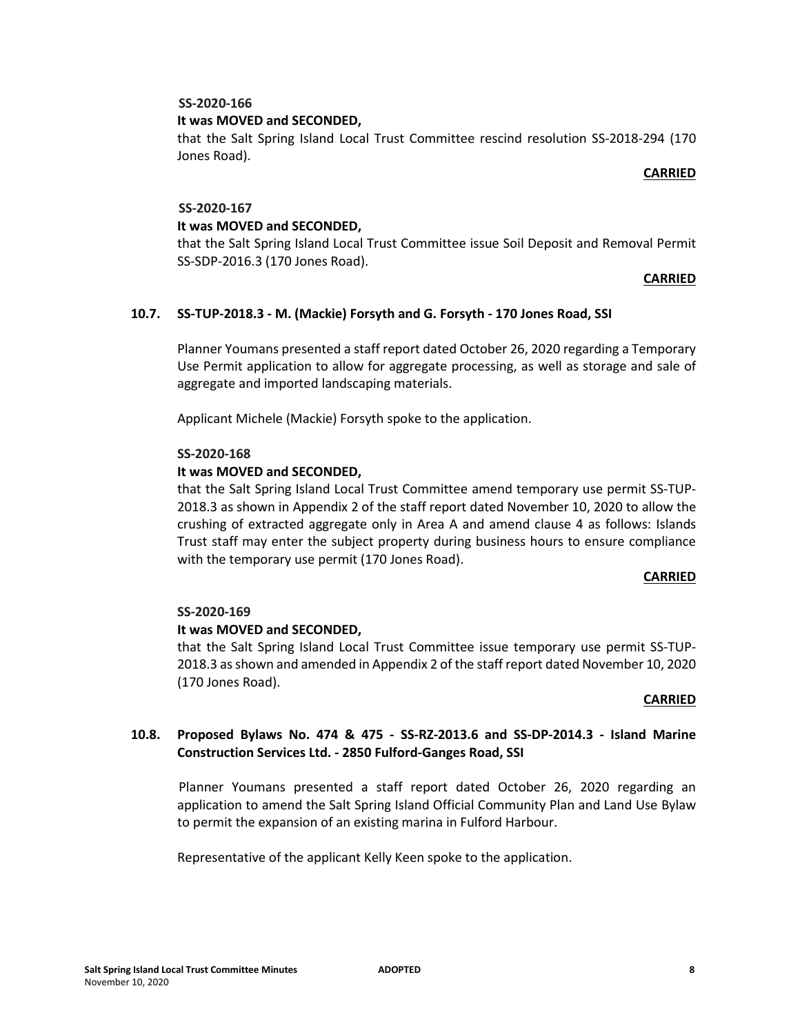**SS-2020-166**

**It was MOVED and SECONDED,**

that the Salt Spring Island Local Trust Committee rescind resolution SS-2018-294 (170 Jones Road).

**CARRIED**

**SS-2020-167**

**It was MOVED and SECONDED,**

that the Salt Spring Island Local Trust Committee issue Soil Deposit and Removal Permit SS-SDP-2016.3 (170 Jones Road).

**CARRIED**

### 10.7. SS-TUP-2018.3 - M. (Mackie) Forsyth and G. Forsyth - 170 Jones Road, SSI

Planner Youmans presented a staff report dated October 26, 2020 regarding a Temporary Use Permit application to allow for aggregate processing, as well as storage and sale of aggregate and imported landscaping materials.

Applicant Michele (Mackie) Forsyth spoke to the application.

**SS-2020-168**

**It was MOVED and SECONDED,**

that the Salt Spring Island Local Trust Committee amend temporary use permit SS-TUP-2018.3 as shown in Appendix 2 of the staff report dated November 10, 2020 to allow the crushing of extracted aggregate only in Area A and amend clause 4 as follows: Islands Trust staff may enter the subject property during business hours to ensure compliance with the temporary use permit (170 Jones Road).

**CARRIED**

**SS-2020-169**

**It was MOVED and SECONDED,**

that the Salt Spring Island Local Trust Committee issue temporary use permit SS-TUP-2018.3 as shown and amended in Appendix 2 of the staff report dated November 10, 2020 (170 Jones Road).

**CARRIED**

### 10.8. Proposed Bylaws No. 474 & 475 - SS-RZ-2013.6 and SS-DP-2014.3 - Island Marine Construction Services Ltd. - 2850 Fulford-Ganges Road, SSI

Planner Youmans presented a staff report dated October 26, 2020 regarding an application to amend the Salt Spring Island Official Community Plan and Land Use Bylaw to permit the expansion of an existing marina in Fulford Harbour.

Representative of the applicant Kelly Keen spoke to the application.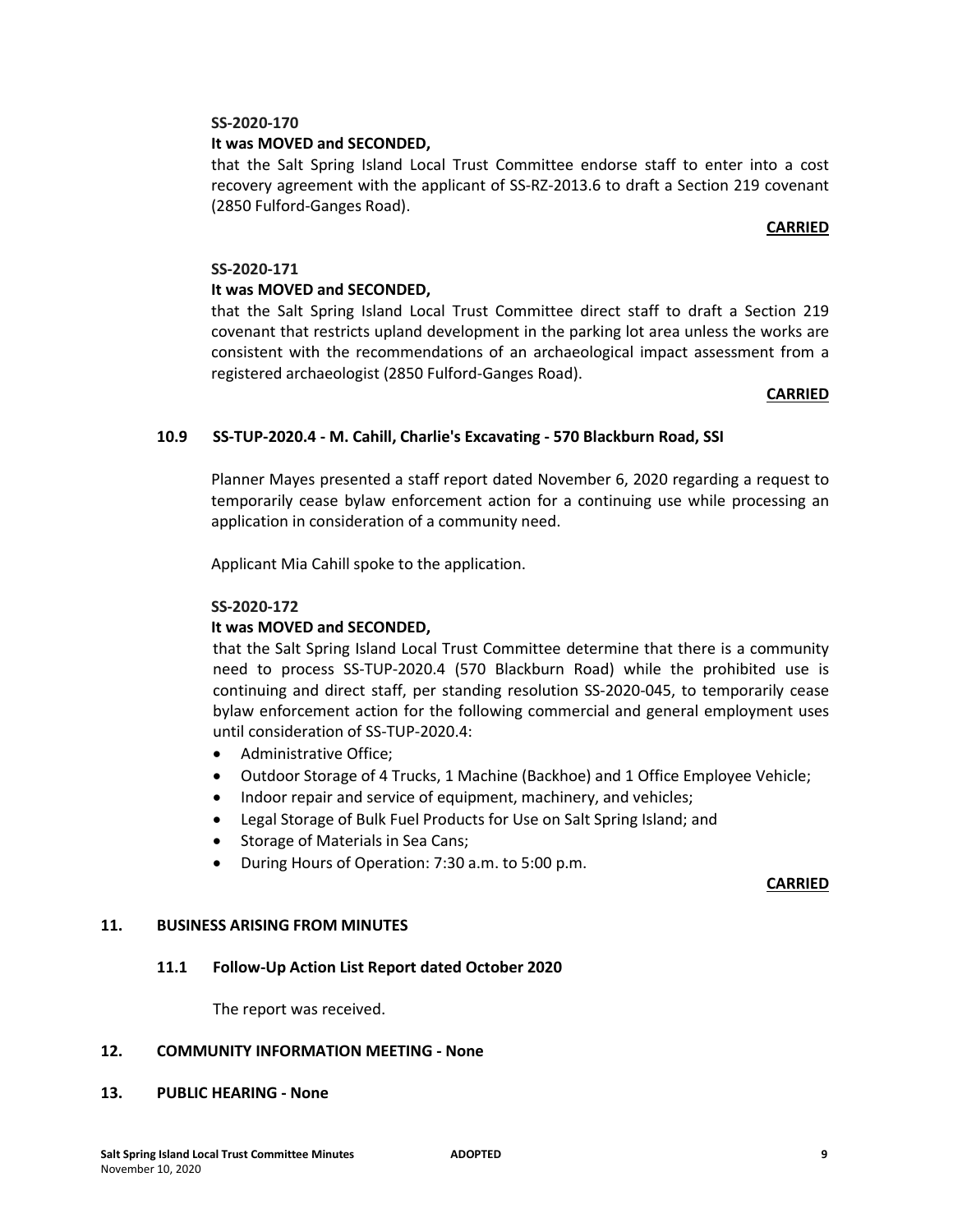**SS-2020-170**

**It was MOVED and SECONDED,**

that the Salt Spring Island Local Trust Committee endorse staff to enter into a cost recovery agreement with the applicant of SS-RZ-2013.6 to draft a Section 219 covenant (2850 Fulford-Ganges Road).

**CARRIED**

**SS-2020-171**

**It was MOVED and SECONDED,**

that the Salt Spring Island Local Trust Committee direct staff to draft a Section 219 covenant that restricts upland development in the parking lot area unless the works are consistent with the recommendations of an archaeological impact assessment from a registered archaeologist (2850 Fulford-Ganges Road).

**CARRIED**

### 10.9 SS-TUP-2020.4 - M. Cahill, Charlie's Excavating - 570 Blackburn Road, SSI

Planner Mayes presented a staff report dated November 6, 2020 regarding a request to temporarily cease bylaw enforcement action for a continuing use while processing an application in consideration of a community need.

Applicant Mia Cahill spoke to the application.

**SS-2020-172**

**It was MOVED and SECONDED,**

that the Salt Spring Island Local Trust Committee determine that there is a community need to process SS-TUP-2020.4 (570 Blackburn Road) while the prohibited use is continuing and direct staff, per standing resolution SS-2020-045, to temporarily cease bylaw enforcement action for the following commercial and general employment uses until consideration of SS-TUP-2020.4:

- Administrative Office;
- Outdoor Storage of 4 Trucks, 1 Machine (Backhoe) and 1 Office Employee Vehicle;
- Indoor repair and service of equipment, machinery, and vehicles;
- Legal Storage of Bulk Fuel Products for Use on Salt Spring Island; and
- Storage of Materials in Sea Cans;
- During Hours of Operation: 7:30 a.m. to 5:00 p.m.

**CARRIED**

## 11. BUSINESS ARISING FROM MINUTES

### 11.1 Follow-Up Action List Report dated October 2020

The report was received.

## 12. COMMUNITY INFORMATION MEETING - None

## 13. PUBLIC HEARING - None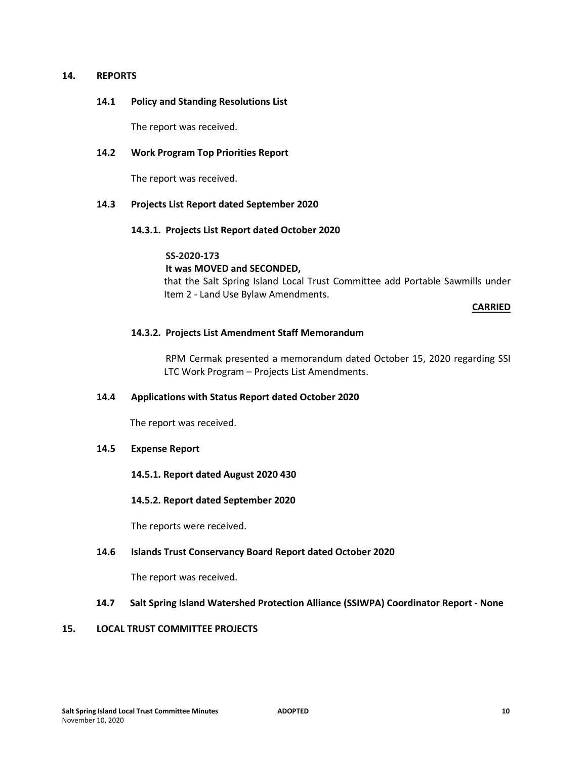## 14. REPORTS

### 14.1 Policy and Standing Resolutions List

The report was received.

### 14.2 Work Program Top Priorities Report

The report was received.

### 14.3 Projects List Report dated September 2020

#### 14.3.1. Projects List Report dated October 2020

**SS-2020-173**
**It was MOVED and SECONDED,**
that the Salt Spring Island Local Trust Committee add Portable Sawmills under Item 2 - Land Use Bylaw Amendments.

**CARRIED**

#### 14.3.2. Projects List Amendment Staff Memorandum

RPM Cermak presented a memorandum dated October 15, 2020 regarding SSI LTC Work Program – Projects List Amendments.

### 14.4 Applications with Status Report dated October 2020

The report was received.

### 14.5 Expense Report

#### 14.5.1. Report dated August 2020 430

#### 14.5.2. Report dated September 2020

The reports were received.

### 14.6 Islands Trust Conservancy Board Report dated October 2020

The report was received.

### 14.7 Salt Spring Island Watershed Protection Alliance (SSIWPA) Coordinator Report - None

## 15. LOCAL TRUST COMMITTEE PROJECTS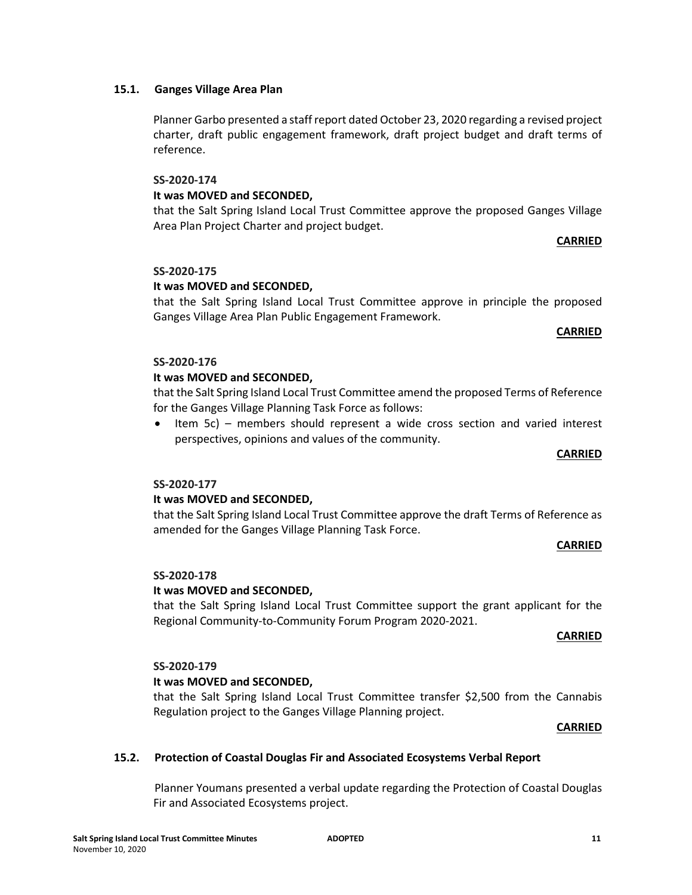### 15.1. Ganges Village Area Plan

Planner Garbo presented a staff report dated October 23, 2020 regarding a revised project charter, draft public engagement framework, draft project budget and draft terms of reference.

**SS-2020-174**

**It was MOVED and SECONDED,**

that the Salt Spring Island Local Trust Committee approve the proposed Ganges Village Area Plan Project Charter and project budget.

**CARRIED**

**SS-2020-175**

**It was MOVED and SECONDED,**

that the Salt Spring Island Local Trust Committee approve in principle the proposed Ganges Village Area Plan Public Engagement Framework.

**CARRIED**

**SS-2020-176**

**It was MOVED and SECONDED,**

that the Salt Spring Island Local Trust Committee amend the proposed Terms of Reference for the Ganges Village Planning Task Force as follows:

- Item 5c) – members should represent a wide cross section and varied interest perspectives, opinions and values of the community.

**CARRIED**

**SS-2020-177**

**It was MOVED and SECONDED,**

that the Salt Spring Island Local Trust Committee approve the draft Terms of Reference as amended for the Ganges Village Planning Task Force.

**CARRIED**

**SS-2020-178**

**It was MOVED and SECONDED,**

that the Salt Spring Island Local Trust Committee support the grant applicant for the Regional Community-to-Community Forum Program 2020-2021.

**CARRIED**

**SS-2020-179**

**It was MOVED and SECONDED,**

that the Salt Spring Island Local Trust Committee transfer $2,500 from the Cannabis Regulation project to the Ganges Village Planning project.

**CARRIED**

### 15.2. Protection of Coastal Douglas Fir and Associated Ecosystems Verbal Report

Planner Youmans presented a verbal update regarding the Protection of Coastal Douglas Fir and Associated Ecosystems project.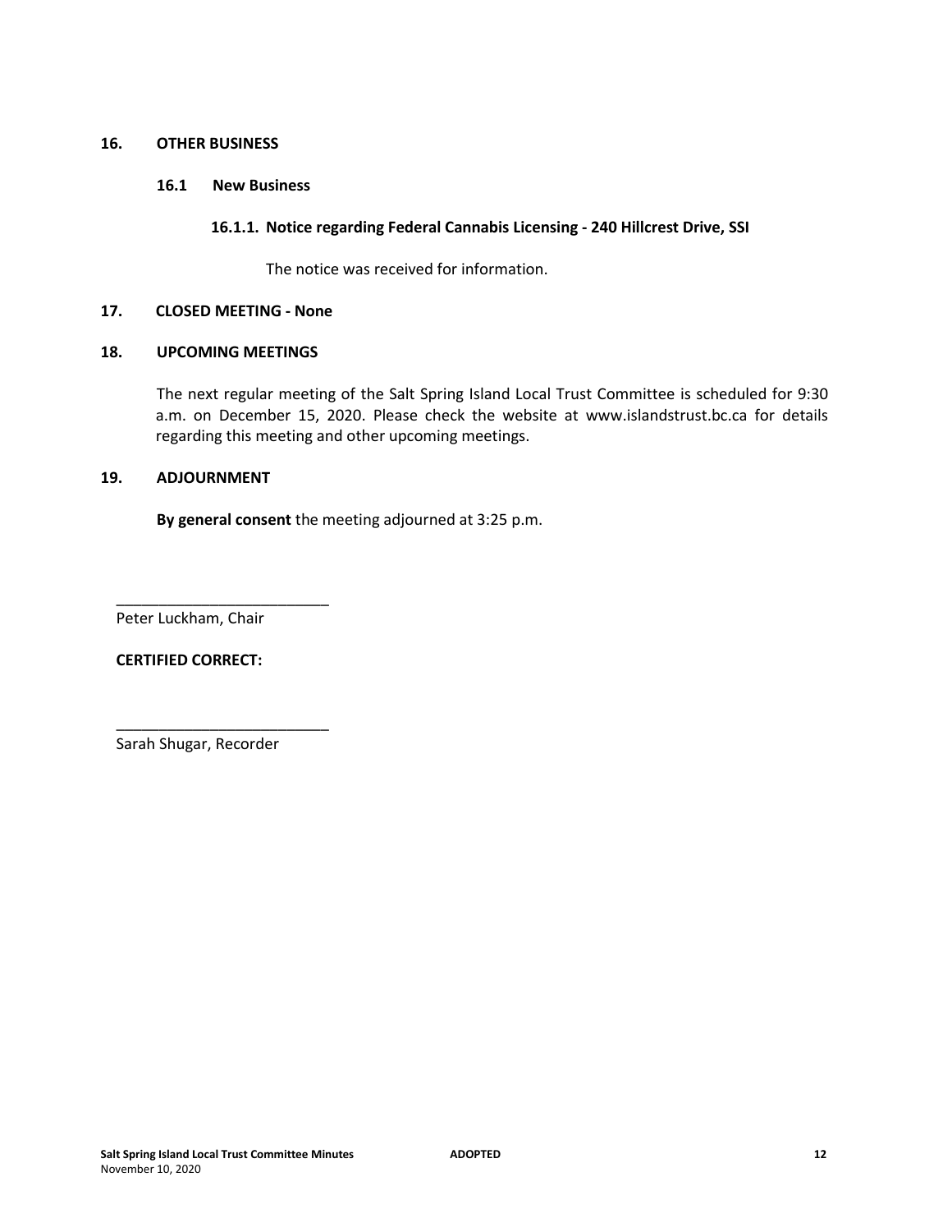## 16. OTHER BUSINESS

### 16.1 New Business

#### 16.1.1. Notice regarding Federal Cannabis Licensing - 240 Hillcrest Drive, SSI

The notice was received for information.

## 17. CLOSED MEETING - None

## 18. UPCOMING MEETINGS

The next regular meeting of the Salt Spring Island Local Trust Committee is scheduled for 9:30 a.m. on December 15, 2020. Please check the website at www.islandstrust.bc.ca for details regarding this meeting and other upcoming meetings.

## 19. ADJOURNMENT

**By general consent** the meeting adjourned at 3:25 p.m.

_________________________
Peter Luckham, Chair

**CERTIFIED CORRECT:**

_________________________
Sarah Shugar, Recorder